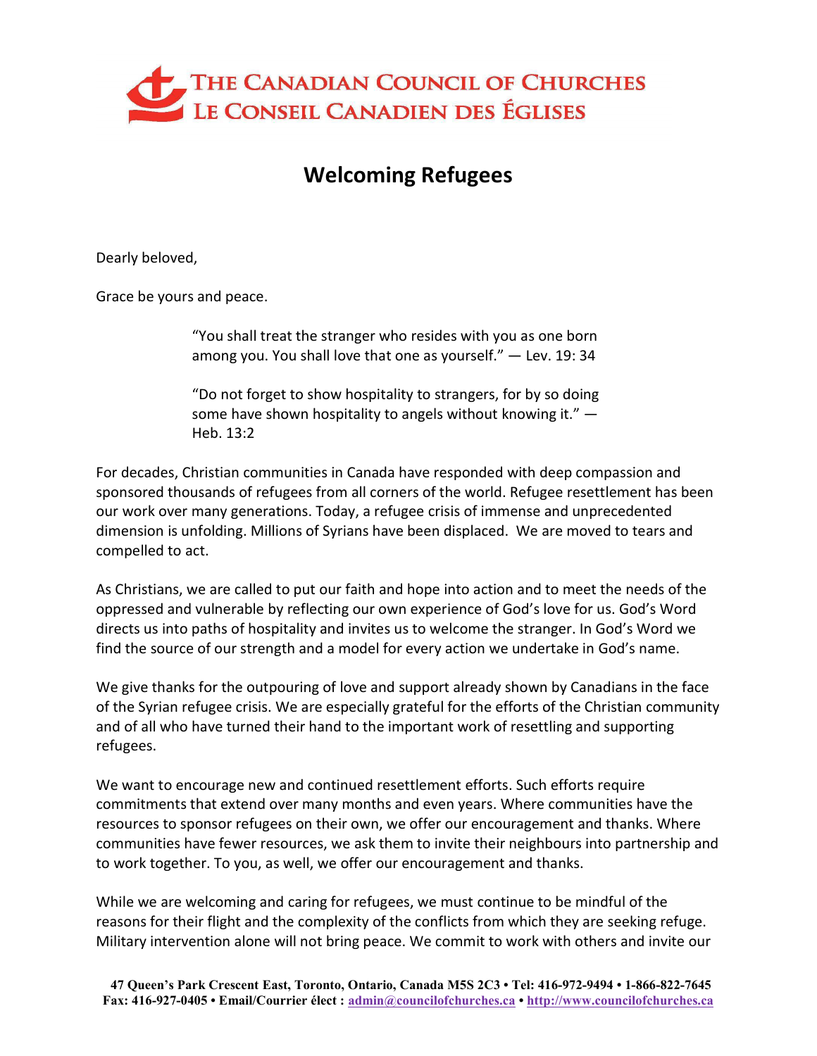THE CANADIAN COUNCIL OF CHURCHES
LE CONSEIL CANADIEN DES ÉGLISES

# Welcoming Refugees

Dearly beloved,

Grace be yours and peace.

> "You shall treat the stranger who resides with you as one born among you. You shall love that one as yourself." — Lev. 19: 34
>
> "Do not forget to show hospitality to strangers, for by so doing some have shown hospitality to angels without knowing it." — Heb. 13:2

For decades, Christian communities in Canada have responded with deep compassion and sponsored thousands of refugees from all corners of the world. Refugee resettlement has been our work over many generations. Today, a refugee crisis of immense and unprecedented dimension is unfolding. Millions of Syrians have been displaced. We are moved to tears and compelled to act.

As Christians, we are called to put our faith and hope into action and to meet the needs of the oppressed and vulnerable by reflecting our own experience of God's love for us. God's Word directs us into paths of hospitality and invites us to welcome the stranger. In God's Word we find the source of our strength and a model for every action we undertake in God's name.

We give thanks for the outpouring of love and support already shown by Canadians in the face of the Syrian refugee crisis. We are especially grateful for the efforts of the Christian community and of all who have turned their hand to the important work of resettling and supporting refugees.

We want to encourage new and continued resettlement efforts. Such efforts require commitments that extend over many months and even years. Where communities have the resources to sponsor refugees on their own, we offer our encouragement and thanks. Where communities have fewer resources, we ask them to invite their neighbours into partnership and to work together. To you, as well, we offer our encouragement and thanks.

While we are welcoming and caring for refugees, we must continue to be mindful of the reasons for their flight and the complexity of the conflicts from which they are seeking refuge. Military intervention alone will not bring peace. We commit to work with others and invite our

**47 Queen's Park Crescent East, Toronto, Ontario, Canada M5S 2C3 • Tel: 416-972-9494 • 1-866-822-7645**
**Fax: 416-927-0405 • Email/Courrier élect : admin@councilofchurches.ca • http://www.councilofchurches.ca**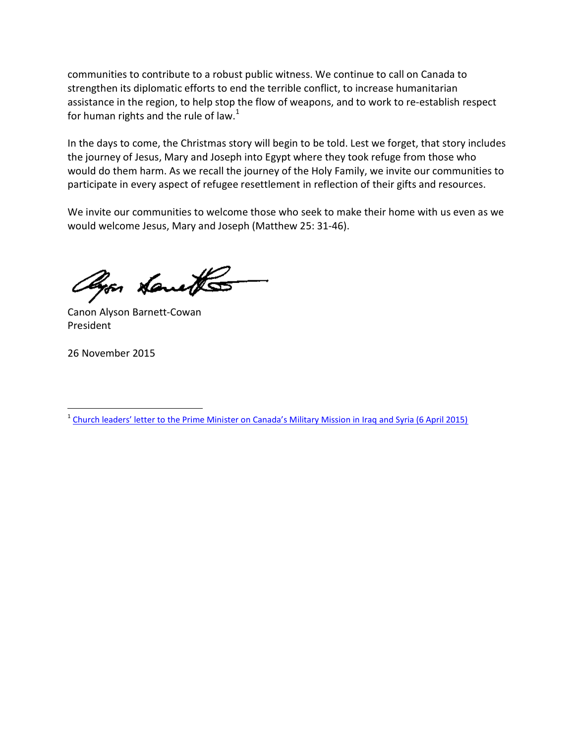communities to contribute to a robust public witness. We continue to call on Canada to strengthen its diplomatic efforts to end the terrible conflict, to increase humanitarian assistance in the region, to help stop the flow of weapons, and to work to re-establish respect for human rights and the rule of law.[1]

In the days to come, the Christmas story will begin to be told. Lest we forget, that story includes the journey of Jesus, Mary and Joseph into Egypt where they took refuge from those who would do them harm. As we recall the journey of the Holy Family, we invite our communities to participate in every aspect of refugee resettlement in reflection of their gifts and resources.

We invite our communities to welcome those who seek to make their home with us even as we would welcome Jesus, Mary and Joseph (Matthew 25: 31-46).

Canon Alyson Barnett-Cowan
President

26 November 2015

---

[1] Church leaders' letter to the Prime Minister on Canada's Military Mission in Iraq and Syria (6 April 2015)